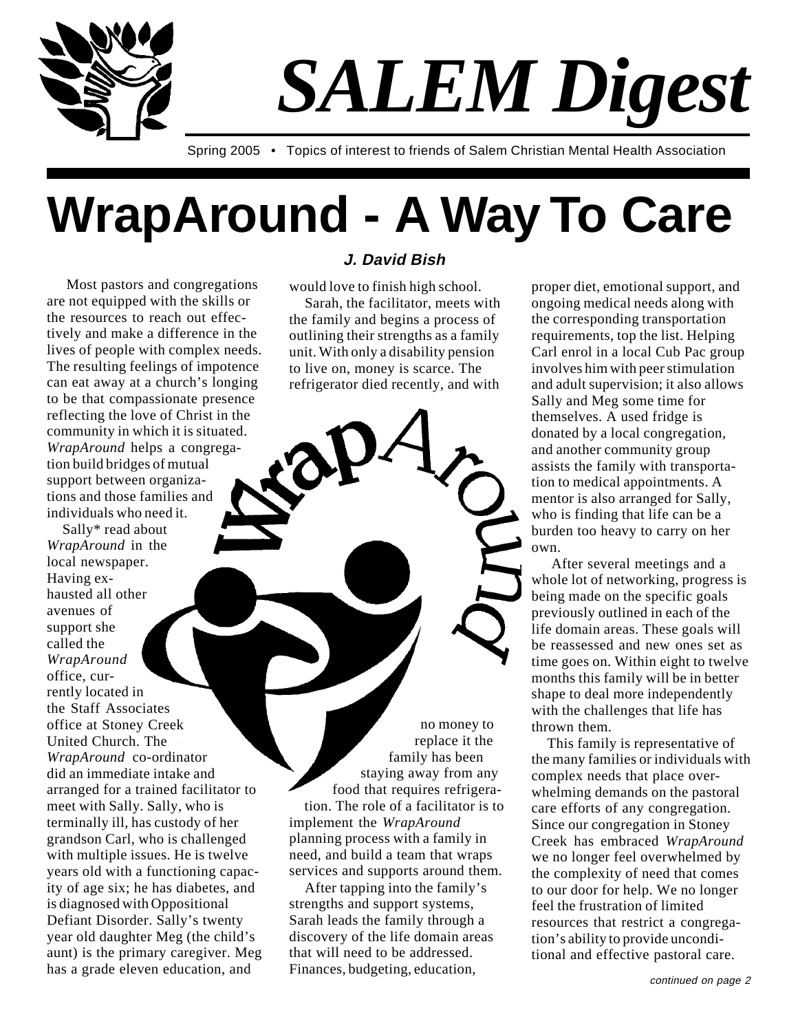# SALEM Digest

Spring 2005 • Topics of interest to friends of Salem Christian Mental Health Association

# WrapAround - A Way To Care

***J. David Bish***

Most pastors and congregations are not equipped with the skills or the resources to reach out effectively and make a difference in the lives of people with complex needs. The resulting feelings of impotence can eat away at a church's longing to be that compassionate presence reflecting the love of Christ in the community in which it is situated. *WrapAround* helps a congregation build bridges of mutual support between organizations and those families and individuals who need it.

Sally* read about *WrapAround* in the local newspaper. Having exhausted all other avenues of support she called the *WrapAround* office, currently located in the Staff Associates office at Stoney Creek United Church. The *WrapAround* co-ordinator did an immediate intake and arranged for a trained facilitator to meet with Sally. Sally, who is terminally ill, has custody of her grandson Carl, who is challenged with multiple issues. He is twelve years old with a functioning capacity of age six; he has diabetes, and is diagnosed with Oppositional Defiant Disorder. Sally's twenty year old daughter Meg (the child's aunt) is the primary caregiver. Meg has a grade eleven education, and would love to finish high school.

Sarah, the facilitator, meets with the family and begins a process of outlining their strengths as a family unit. With only a disability pension to live on, money is scarce. The refrigerator died recently, and with no money to replace it the family has been staying away from any food that requires refrigeration. The role of a facilitator is to implement the *WrapAround* planning process with a family in need, and build a team that wraps services and supports around them.

After tapping into the family's strengths and support systems, Sarah leads the family through a discovery of the life domain areas that will need to be addressed. Finances, budgeting, education, proper diet, emotional support, and ongoing medical needs along with the corresponding transportation requirements, top the list. Helping Carl enrol in a local Cub Pac group involves him with peer stimulation and adult supervision; it also allows Sally and Meg some time for themselves. A used fridge is donated by a local congregation, and another community group assists the family with transportation to medical appointments. A mentor is also arranged for Sally, who is finding that life can be a burden too heavy to carry on her own.

After several meetings and a whole lot of networking, progress is being made on the specific goals previously outlined in each of the life domain areas. These goals will be reassessed and new ones set as time goes on. Within eight to twelve months this family will be in better shape to deal more independently with the challenges that life has thrown them.

This family is representative of the many families or individuals with complex needs that place overwhelming demands on the pastoral care efforts of any congregation. Since our congregation in Stoney Creek has embraced *WrapAround* we no longer feel overwhelmed by the complexity of need that comes to our door for help. We no longer feel the frustration of limited resources that restrict a congregation's ability to provide unconditional and effective pastoral care.

*continued on page 2*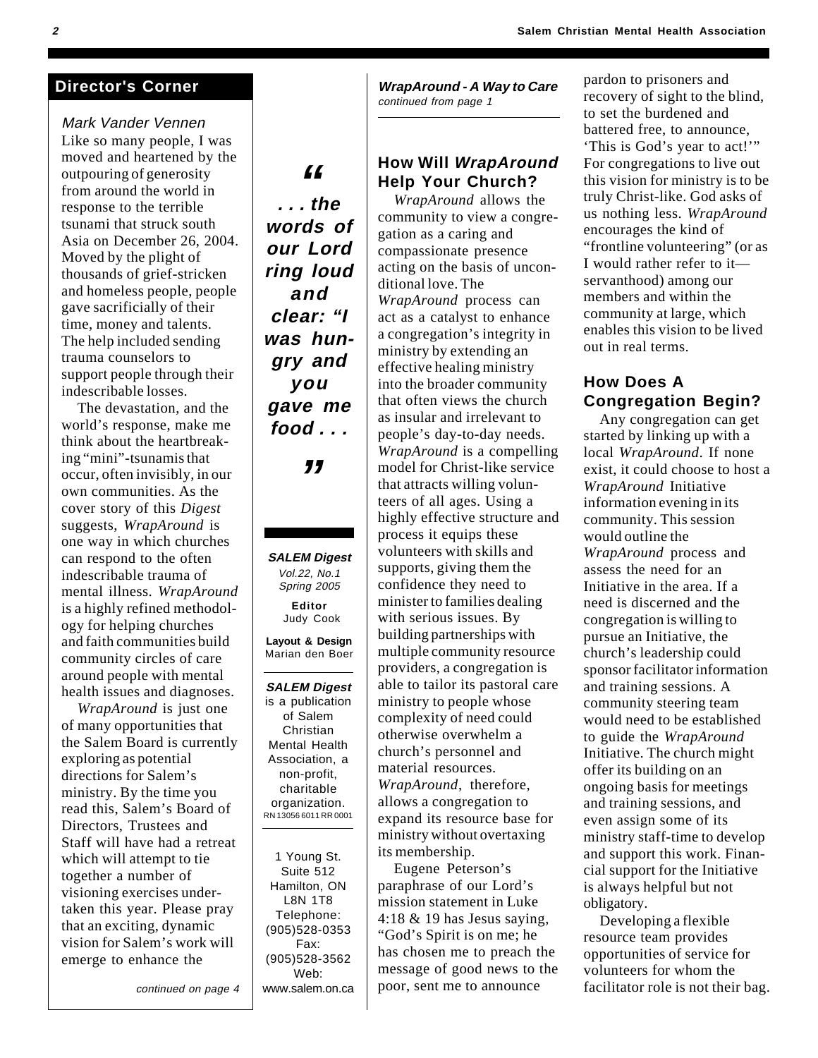## Director's Corner

*Mark Vander Vennen*

Like so many people, I was moved and heartened by the outpouring of generosity from around the world in response to the terrible tsunami that struck south Asia on December 26, 2004. Moved by the plight of thousands of grief-stricken and homeless people, people gave sacrificially of their time, money and talents. The help included sending trauma counselors to support people through their indescribable losses.

The devastation, and the world's response, make me think about the heartbreaking "mini"-tsunamis that occur, often invisibly, in our own communities. As the cover story of this *Digest* suggests, *WrapAround* is one way in which churches can respond to the often indescribable trauma of mental illness. *WrapAround* is a highly refined methodology for helping churches and faith communities build community circles of care around people with mental health issues and diagnoses.

*WrapAround* is just one of many opportunities that the Salem Board is currently exploring as potential directions for Salem's ministry. By the time you read this, Salem's Board of Directors, Trustees and Staff will have had a retreat which will attempt to tie together a number of visioning exercises undertaken this year. Please pray that an exciting, dynamic vision for Salem's work will emerge to enhance the

*continued on page 4*

> ***"... the words of our Lord ring loud and clear: "I was hungry and you gave me food . . ."***

**SALEM Digest**
*Vol.22, No.1*
*Spring 2005*

**Editor**
Judy Cook

**Layout & Design**
Marian den Boer

***SALEM Digest*** is a publication of Salem Christian Mental Health Association, a non-profit, charitable organization.
RN 13056 6011 RR 0001

1 Young St.
Suite 512
Hamilton, ON
L8N 1T8
Telephone: (905)528-0353
Fax: (905)528-3562
Web: www.salem.on.ca

***WrapAround - A Way to Care***
*continued from page 1*

## How Will *WrapAround* Help Your Church?

*WrapAround* allows the community to view a congregation as a caring and compassionate presence acting on the basis of unconditional love. The *WrapAround* process can act as a catalyst to enhance a congregation's integrity in ministry by extending an effective healing ministry into the broader community that often views the church as insular and irrelevant to people's day-to-day needs. *WrapAround* is a compelling model for Christ-like service that attracts willing volunteers of all ages. Using a highly effective structure and process it equips these volunteers with skills and supports, giving them the confidence they need to minister to families dealing with serious issues. By building partnerships with multiple community resource providers, a congregation is able to tailor its pastoral care ministry to people whose complexity of need could otherwise overwhelm a church's personnel and material resources. *WrapAround*, therefore, allows a congregation to expand its resource base for ministry without overtaxing its membership.

Eugene Peterson's paraphrase of our Lord's mission statement in Luke 4:18 & 19 has Jesus saying, "God's Spirit is on me; he has chosen me to preach the message of good news to the poor, sent me to announce pardon to prisoners and recovery of sight to the blind, to set the burdened and battered free, to announce, 'This is God's year to act!'" For congregations to live out this vision for ministry is to be truly Christ-like. God asks of us nothing less. *WrapAround* encourages the kind of "frontline volunteering" (or as I would rather refer to it—servanthood) among our members and within the community at large, which enables this vision to be lived out in real terms.

## How Does A Congregation Begin?

Any congregation can get started by linking up with a local *WrapAround*. If none exist, it could choose to host a *WrapAround* Initiative information evening in its community. This session would outline the *WrapAround* process and assess the need for an Initiative in the area. If a need is discerned and the congregation is willing to pursue an Initiative, the church's leadership could sponsor facilitator information and training sessions. A community steering team would need to be established to guide the *WrapAround* Initiative. The church might offer its building on an ongoing basis for meetings and training sessions, and even assign some of its ministry staff-time to develop and support this work. Financial support for the Initiative is always helpful but not obligatory.

Developing a flexible resource team provides opportunities of service for volunteers for whom the facilitator role is not their bag.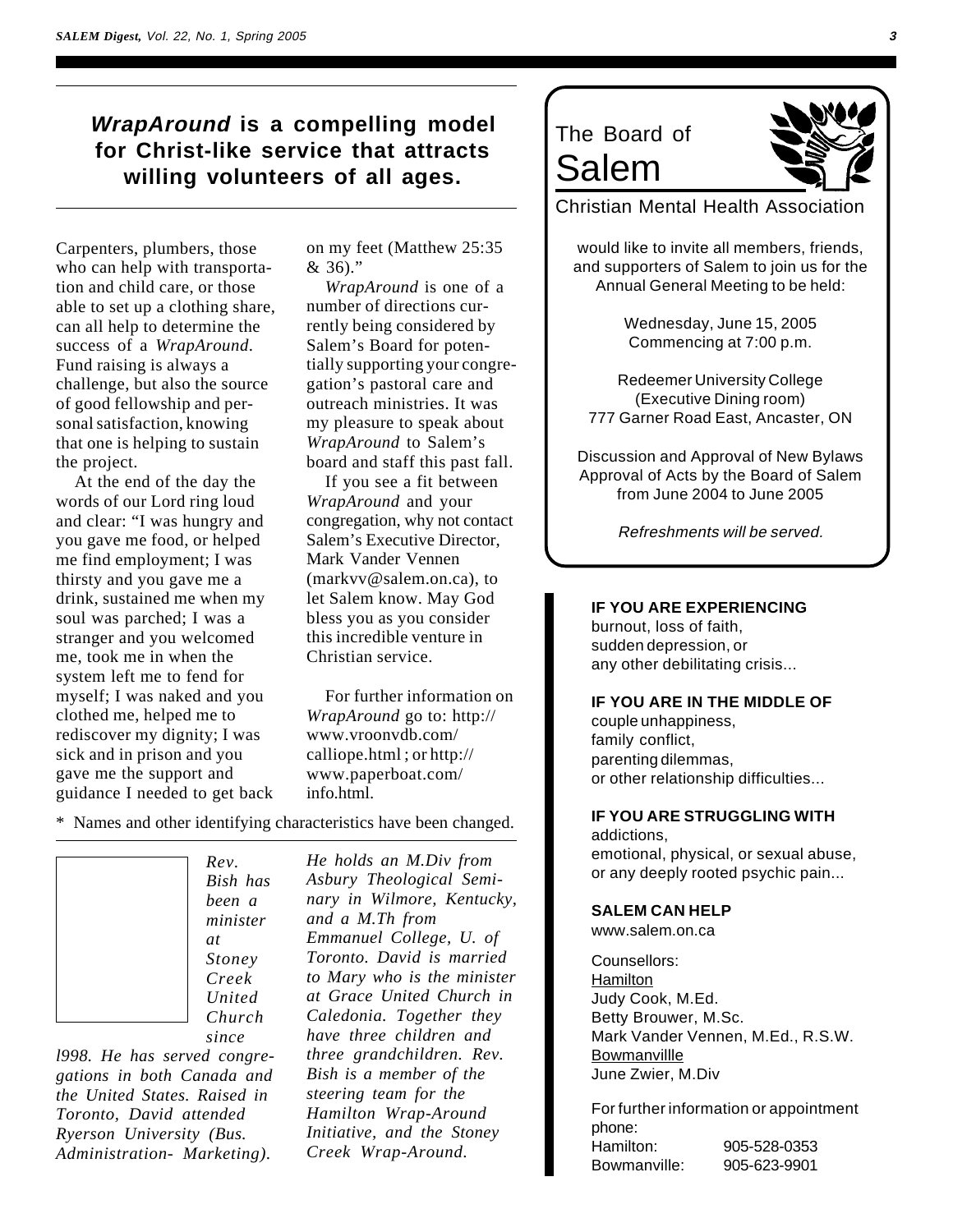## ***WrapAround* is a compelling model for Christ-like service that attracts willing volunteers of all ages.**

Carpenters, plumbers, those who can help with transportation and child care, or those able to set up a clothing share, can all help to determine the success of a *WrapAround*. Fund raising is always a challenge, but also the source of good fellowship and personal satisfaction, knowing that one is helping to sustain the project.

At the end of the day the words of our Lord ring loud and clear: "I was hungry and you gave me food, or helped me find employment; I was thirsty and you gave me a drink, sustained me when my soul was parched; I was a stranger and you welcomed me, took me in when the system left me to fend for myself; I was naked and you clothed me, helped me to rediscover my dignity; I was sick and in prison and you gave me the support and guidance I needed to get back on my feet (Matthew 25:35 & 36)."

*WrapAround* is one of a number of directions currently being considered by Salem's Board for potentially supporting your congregation's pastoral care and outreach ministries. It was my pleasure to speak about *WrapAround* to Salem's board and staff this past fall.

If you see a fit between *WrapAround* and your congregation, why not contact Salem's Executive Director, Mark Vander Vennen (markvv@salem.on.ca), to let Salem know. May God bless you as you consider this incredible venture in Christian service.

For further information on *WrapAround* go to: http://www.vroonvdb.com/calliope.html ; or http://www.paperboat.com/info.html.

\* Names and other identifying characteristics have been changed.

*Rev. Bish has been a minister at Stoney Creek United Church since l998. He has served congregations in both Canada and the United States. Raised in Toronto, David attended Ryerson University (Bus. Administration- Marketing). He holds an M.Div from Asbury Theological Seminary in Wilmore, Kentucky, and a M.Th from Emmanuel College, U. of Toronto. David is married to Mary who is the minister at Grace United Church in Caledonia. Together they have three children and three grandchildren. Rev. Bish is a member of the steering team for the Hamilton Wrap-Around Initiative, and the Stoney Creek Wrap-Around.*

---

The Board of
# Salem
Christian Mental Health Association

would like to invite all members, friends, and supporters of Salem to join us for the Annual General Meeting to be held:

Wednesday, June 15, 2005
Commencing at 7:00 p.m.

Redeemer University College
(Executive Dining room)
777 Garner Road East, Ancaster, ON

Discussion and Approval of New Bylaws
Approval of Acts by the Board of Salem from June 2004 to June 2005

*Refreshments will be served.*

---

**IF YOU ARE EXPERIENCING**
burnout, loss of faith,
sudden depression, or
any other debilitating crisis...

**IF YOU ARE IN THE MIDDLE OF**
couple unhappiness,
family conflict,
parenting dilemmas,
or other relationship difficulties...

**IF YOU ARE STRUGGLING WITH**
addictions,
emotional, physical, or sexual abuse,
or any deeply rooted psychic pain...

**SALEM CAN HELP**
www.salem.on.ca

Counsellors:
Hamilton
Judy Cook, M.Ed.
Betty Brouwer, M.Sc.
Mark Vander Vennen, M.Ed., R.S.W.
Bowmanvillle
June Zwier, M.Div

For further information or appointment phone:

| | |
|---|---|
| Hamilton: | 905-528-0353 |
| Bowmanville: | 905-623-9901 |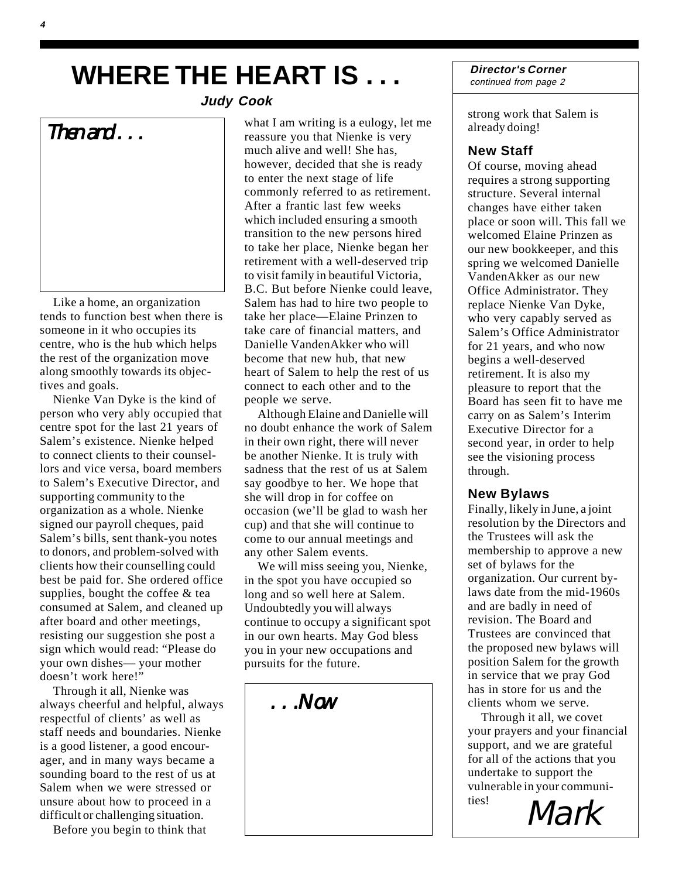# WHERE THE HEART IS . . .

***Judy Cook***

*Then and . . .*

Like a home, an organization tends to function best when there is someone in it who occupies its centre, who is the hub which helps the rest of the organization move along smoothly towards its objectives and goals.

Nienke Van Dyke is the kind of person who very ably occupied that centre spot for the last 21 years of Salem's existence. Nienke helped to connect clients to their counsellors and vice versa, board members to Salem's Executive Director, and supporting community to the organization as a whole. Nienke signed our payroll cheques, paid Salem's bills, sent thank-you notes to donors, and problem-solved with clients how their counselling could best be paid for. She ordered office supplies, bought the coffee & tea consumed at Salem, and cleaned up after board and other meetings, resisting our suggestion she post a sign which would read: "Please do your own dishes— your mother doesn't work here!"

Through it all, Nienke was always cheerful and helpful, always respectful of clients' as well as staff needs and boundaries. Nienke is a good listener, a good encourager, and in many ways became a sounding board to the rest of us at Salem when we were stressed or unsure about how to proceed in a difficult or challenging situation.

Before you begin to think that what I am writing is a eulogy, let me reassure you that Nienke is very much alive and well! She has, however, decided that she is ready to enter the next stage of life commonly referred to as retirement. After a frantic last few weeks which included ensuring a smooth transition to the new persons hired to take her place, Nienke began her retirement with a well-deserved trip to visit family in beautiful Victoria, B.C. But before Nienke could leave, Salem has had to hire two people to take her place—Elaine Prinzen to take care of financial matters, and Danielle VandenAkker who will become that new hub, that new heart of Salem to help the rest of us connect to each other and to the people we serve.

Although Elaine and Danielle will no doubt enhance the work of Salem in their own right, there will never be another Nienke. It is truly with sadness that the rest of us at Salem say goodbye to her. We hope that she will drop in for coffee on occasion (we'll be glad to wash her cup) and that she will continue to come to our annual meetings and any other Salem events.

We will miss seeing you, Nienke, in the spot you have occupied so long and so well here at Salem. Undoubtedly you will always continue to occupy a significant spot in our own hearts. May God bless you in your new occupations and pursuits for the future.

*. . .Now*

***Director's Corner***
*continued from page 2*

strong work that Salem is already doing!

### New Staff

Of course, moving ahead requires a strong supporting structure. Several internal changes have either taken place or soon will. This fall we welcomed Elaine Prinzen as our new bookkeeper, and this spring we welcomed Danielle VandenAkker as our new Office Administrator. They replace Nienke Van Dyke, who very capably served as Salem's Office Administrator for 21 years, and who now begins a well-deserved retirement. It is also my pleasure to report that the Board has seen fit to have me carry on as Salem's Interim Executive Director for a second year, in order to help see the visioning process through.

### New Bylaws

Finally, likely in June, a joint resolution by the Directors and the Trustees will ask the membership to approve a new set of bylaws for the organization. Our current bylaws date from the mid-1960s and are badly in need of revision. The Board and Trustees are convinced that the proposed new bylaws will position Salem for the growth in service that we pray God has in store for us and the clients whom we serve.

Through it all, we covet your prayers and your financial support, and we are grateful for all of the actions that you undertake to support the vulnerable in your communities!

*Mark*